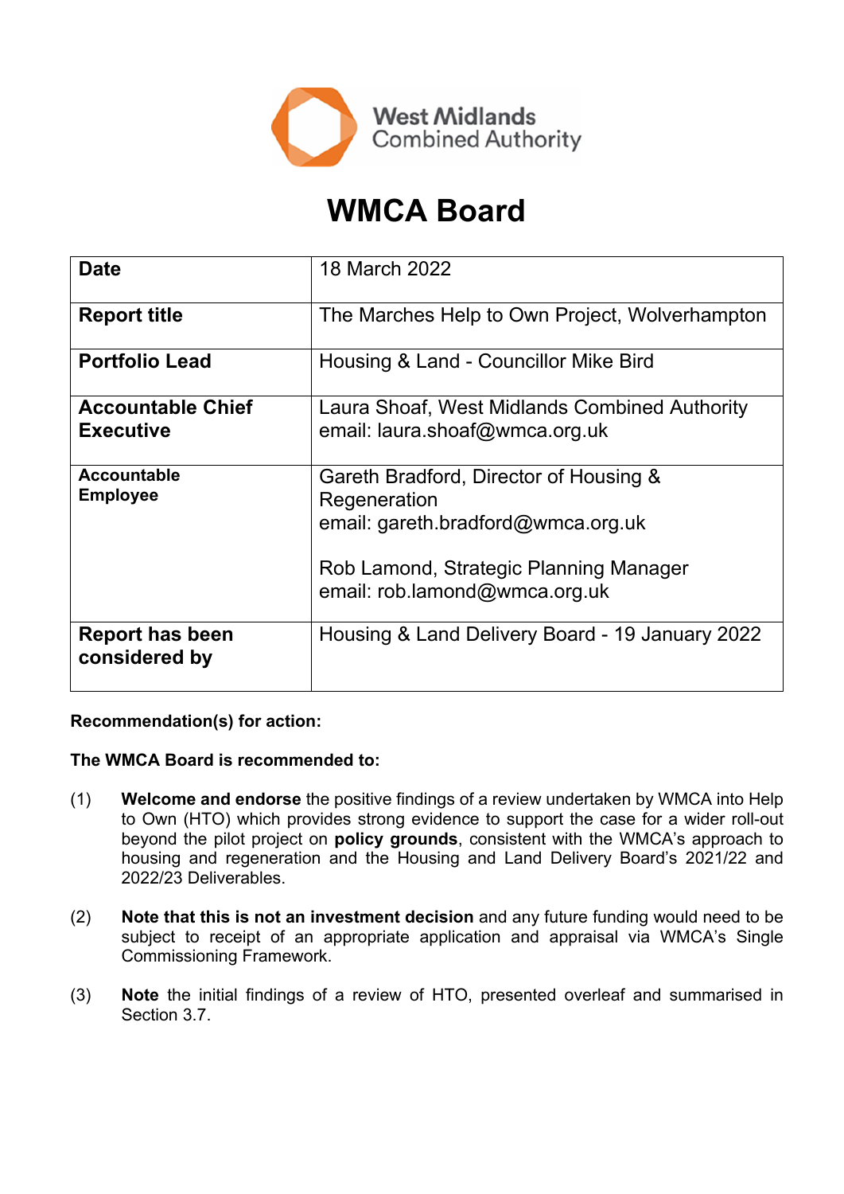West Midlands Combined Authority

# WMCA Board

| | |
|---|---|
| **Date** | 18 March 2022 |
| **Report title** | The Marches Help to Own Project, Wolverhampton |
| **Portfolio Lead** | Housing & Land - Councillor Mike Bird |
| **Accountable Chief Executive** | Laura Shoaf, West Midlands Combined Authority<br>email: laura.shoaf@wmca.org.uk |
| **Accountable Employee** | Gareth Bradford, Director of Housing & Regeneration<br>email: gareth.bradford@wmca.org.uk<br><br>Rob Lamond, Strategic Planning Manager<br>email: rob.lamond@wmca.org.uk |
| **Report has been considered by** | Housing & Land Delivery Board - 19 January 2022 |

**Recommendation(s) for action:**

**The WMCA Board is recommended to:**

(1) **Welcome and endorse** the positive findings of a review undertaken by WMCA into Help to Own (HTO) which provides strong evidence to support the case for a wider roll-out beyond the pilot project on **policy grounds**, consistent with the WMCA's approach to housing and regeneration and the Housing and Land Delivery Board's 2021/22 and 2022/23 Deliverables.

(2) **Note that this is not an investment decision** and any future funding would need to be subject to receipt of an appropriate application and appraisal via WMCA's Single Commissioning Framework.

(3) **Note** the initial findings of a review of HTO, presented overleaf and summarised in Section 3.7.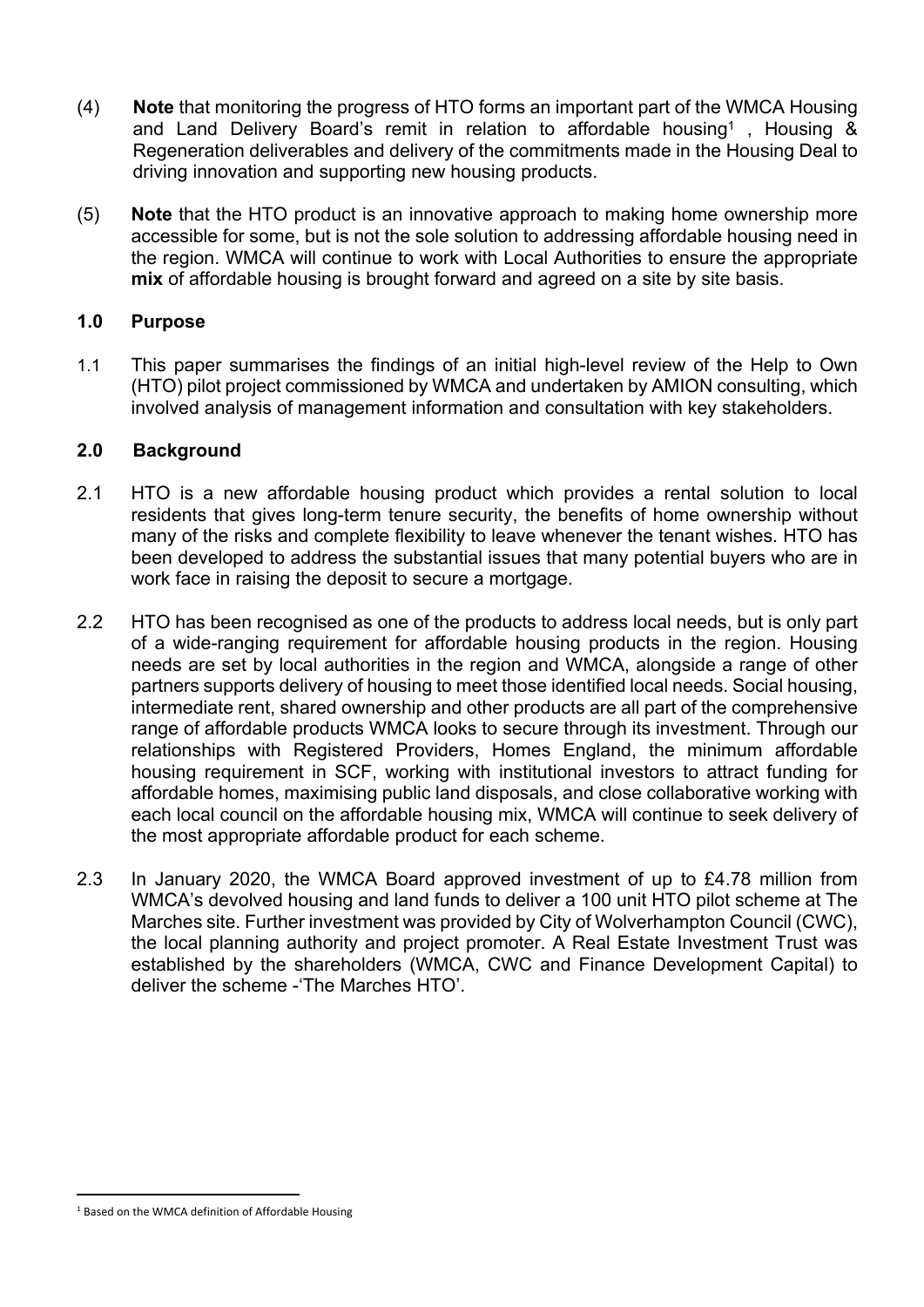(4) **Note** that monitoring the progress of HTO forms an important part of the WMCA Housing and Land Delivery Board's remit in relation to affordable housing[1] , Housing & Regeneration deliverables and delivery of the commitments made in the Housing Deal to driving innovation and supporting new housing products.

(5) **Note** that the HTO product is an innovative approach to making home ownership more accessible for some, but is not the sole solution to addressing affordable housing need in the region. WMCA will continue to work with Local Authorities to ensure the appropriate **mix** of affordable housing is brought forward and agreed on a site by site basis.

## 1.0 Purpose

1.1 This paper summarises the findings of an initial high-level review of the Help to Own (HTO) pilot project commissioned by WMCA and undertaken by AMION consulting, which involved analysis of management information and consultation with key stakeholders.

## 2.0 Background

2.1 HTO is a new affordable housing product which provides a rental solution to local residents that gives long-term tenure security, the benefits of home ownership without many of the risks and complete flexibility to leave whenever the tenant wishes. HTO has been developed to address the substantial issues that many potential buyers who are in work face in raising the deposit to secure a mortgage.

2.2 HTO has been recognised as one of the products to address local needs, but is only part of a wide-ranging requirement for affordable housing products in the region. Housing needs are set by local authorities in the region and WMCA, alongside a range of other partners supports delivery of housing to meet those identified local needs. Social housing, intermediate rent, shared ownership and other products are all part of the comprehensive range of affordable products WMCA looks to secure through its investment. Through our relationships with Registered Providers, Homes England, the minimum affordable housing requirement in SCF, working with institutional investors to attract funding for affordable homes, maximising public land disposals, and close collaborative working with each local council on the affordable housing mix, WMCA will continue to seek delivery of the most appropriate affordable product for each scheme.

2.3 In January 2020, the WMCA Board approved investment of up to £4.78 million from WMCA's devolved housing and land funds to deliver a 100 unit HTO pilot scheme at The Marches site. Further investment was provided by City of Wolverhampton Council (CWC), the local planning authority and project promoter. A Real Estate Investment Trust was established by the shareholders (WMCA, CWC and Finance Development Capital) to deliver the scheme -'The Marches HTO'.

[1] Based on the WMCA definition of Affordable Housing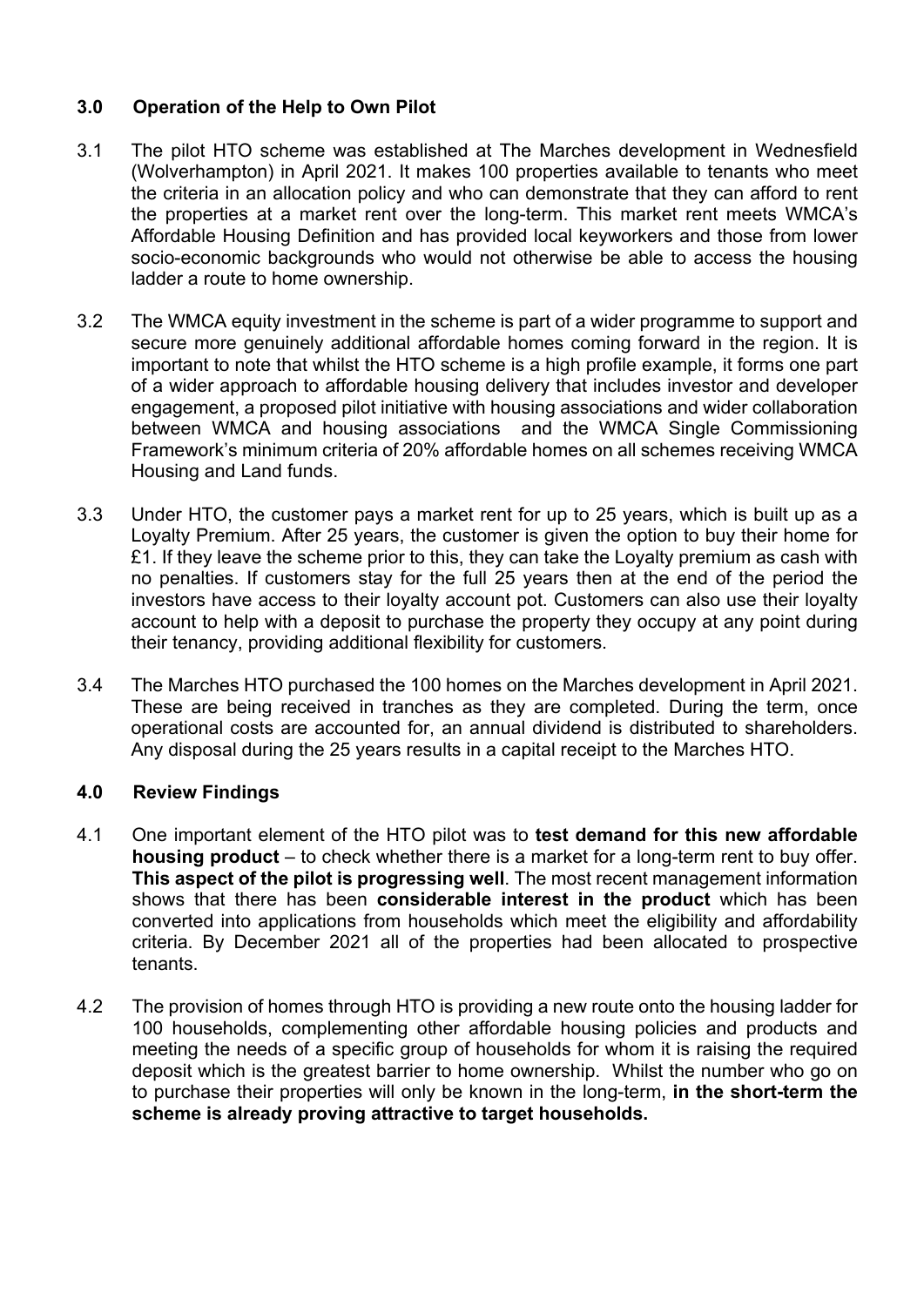## 3.0 Operation of the Help to Own Pilot

3.1 The pilot HTO scheme was established at The Marches development in Wednesfield (Wolverhampton) in April 2021. It makes 100 properties available to tenants who meet the criteria in an allocation policy and who can demonstrate that they can afford to rent the properties at a market rent over the long-term. This market rent meets WMCA's Affordable Housing Definition and has provided local keyworkers and those from lower socio-economic backgrounds who would not otherwise be able to access the housing ladder a route to home ownership.

3.2 The WMCA equity investment in the scheme is part of a wider programme to support and secure more genuinely additional affordable homes coming forward in the region. It is important to note that whilst the HTO scheme is a high profile example, it forms one part of a wider approach to affordable housing delivery that includes investor and developer engagement, a proposed pilot initiative with housing associations and wider collaboration between WMCA and housing associations and the WMCA Single Commissioning Framework's minimum criteria of 20% affordable homes on all schemes receiving WMCA Housing and Land funds.

3.3 Under HTO, the customer pays a market rent for up to 25 years, which is built up as a Loyalty Premium. After 25 years, the customer is given the option to buy their home for £1. If they leave the scheme prior to this, they can take the Loyalty premium as cash with no penalties. If customers stay for the full 25 years then at the end of the period the investors have access to their loyalty account pot. Customers can also use their loyalty account to help with a deposit to purchase the property they occupy at any point during their tenancy, providing additional flexibility for customers.

3.4 The Marches HTO purchased the 100 homes on the Marches development in April 2021. These are being received in tranches as they are completed. During the term, once operational costs are accounted for, an annual dividend is distributed to shareholders. Any disposal during the 25 years results in a capital receipt to the Marches HTO.

## 4.0 Review Findings

4.1 One important element of the HTO pilot was to **test demand for this new affordable housing product** – to check whether there is a market for a long-term rent to buy offer. **This aspect of the pilot is progressing well**. The most recent management information shows that there has been **considerable interest in the product** which has been converted into applications from households which meet the eligibility and affordability criteria. By December 2021 all of the properties had been allocated to prospective tenants.

4.2 The provision of homes through HTO is providing a new route onto the housing ladder for 100 households, complementing other affordable housing policies and products and meeting the needs of a specific group of households for whom it is raising the required deposit which is the greatest barrier to home ownership. Whilst the number who go on to purchase their properties will only be known in the long-term, **in the short-term the scheme is already proving attractive to target households.**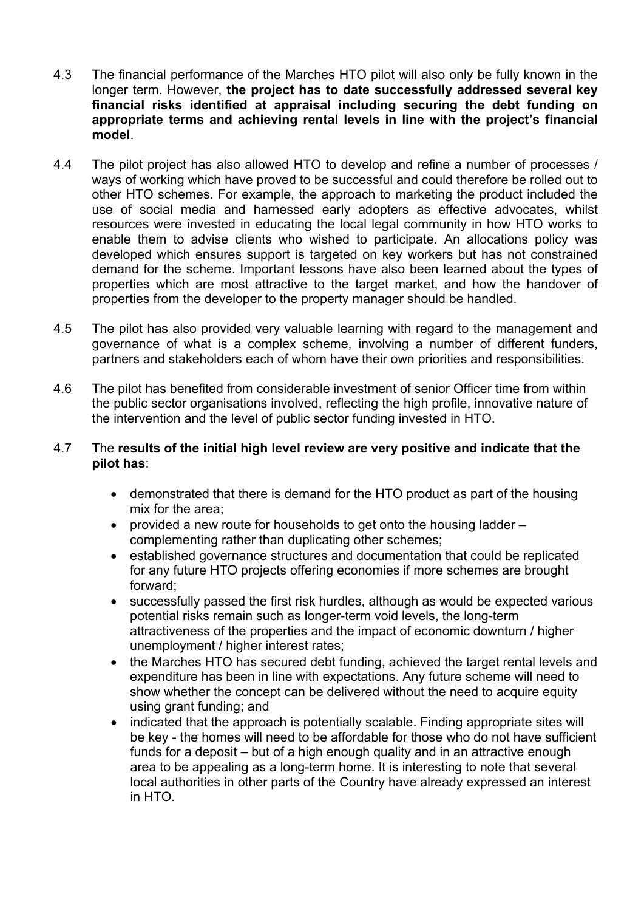4.3 The financial performance of the Marches HTO pilot will also only be fully known in the longer term. However, **the project has to date successfully addressed several key financial risks identified at appraisal including securing the debt funding on appropriate terms and achieving rental levels in line with the project's financial model**.

4.4 The pilot project has also allowed HTO to develop and refine a number of processes / ways of working which have proved to be successful and could therefore be rolled out to other HTO schemes. For example, the approach to marketing the product included the use of social media and harnessed early adopters as effective advocates, whilst resources were invested in educating the local legal community in how HTO works to enable them to advise clients who wished to participate. An allocations policy was developed which ensures support is targeted on key workers but has not constrained demand for the scheme. Important lessons have also been learned about the types of properties which are most attractive to the target market, and how the handover of properties from the developer to the property manager should be handled.

4.5 The pilot has also provided very valuable learning with regard to the management and governance of what is a complex scheme, involving a number of different funders, partners and stakeholders each of whom have their own priorities and responsibilities.

4.6 The pilot has benefited from considerable investment of senior Officer time from within the public sector organisations involved, reflecting the high profile, innovative nature of the intervention and the level of public sector funding invested in HTO.

4.7 The **results of the initial high level review are very positive and indicate that the pilot has**:

- demonstrated that there is demand for the HTO product as part of the housing mix for the area;
- provided a new route for households to get onto the housing ladder – complementing rather than duplicating other schemes;
- established governance structures and documentation that could be replicated for any future HTO projects offering economies if more schemes are brought forward;
- successfully passed the first risk hurdles, although as would be expected various potential risks remain such as longer-term void levels, the long-term attractiveness of the properties and the impact of economic downturn / higher unemployment / higher interest rates;
- the Marches HTO has secured debt funding, achieved the target rental levels and expenditure has been in line with expectations. Any future scheme will need to show whether the concept can be delivered without the need to acquire equity using grant funding; and
- indicated that the approach is potentially scalable. Finding appropriate sites will be key - the homes will need to be affordable for those who do not have sufficient funds for a deposit – but of a high enough quality and in an attractive enough area to be appealing as a long-term home. It is interesting to note that several local authorities in other parts of the Country have already expressed an interest in HTO.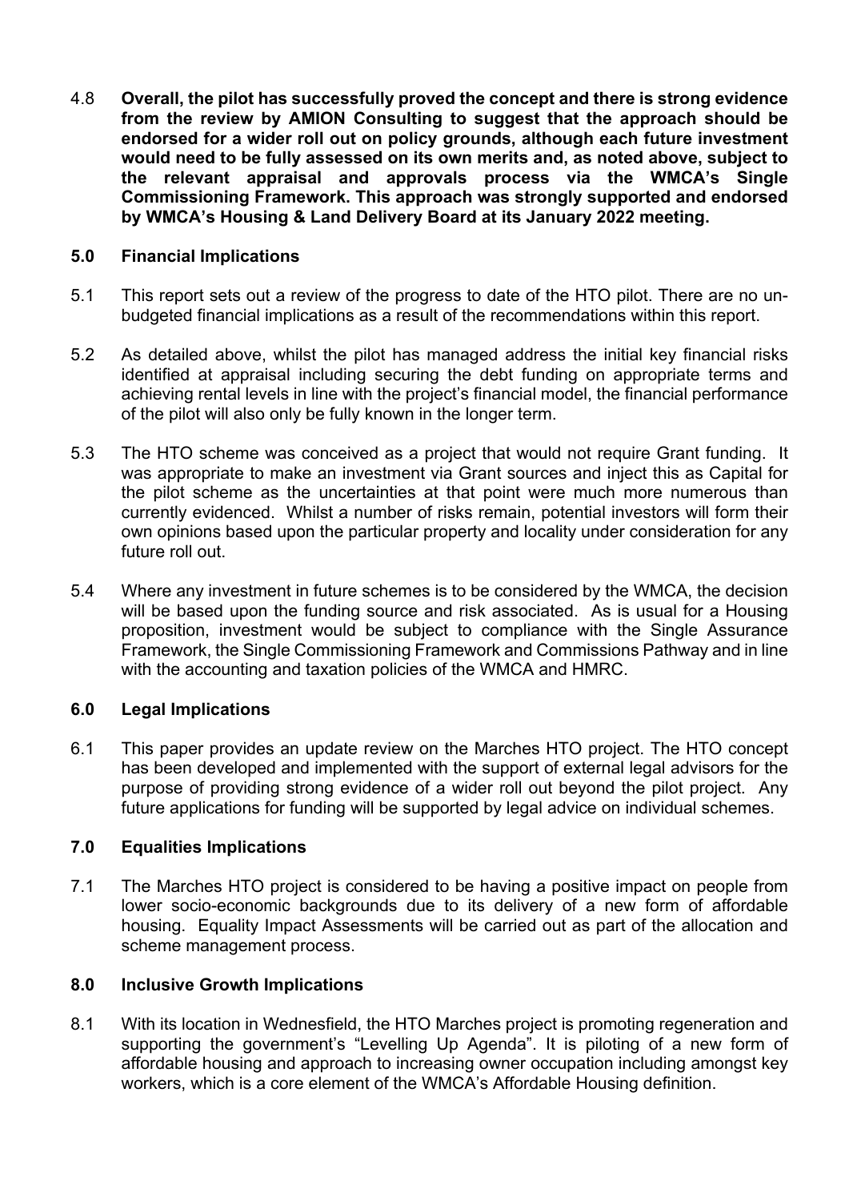4.8 **Overall, the pilot has successfully proved the concept and there is strong evidence from the review by AMION Consulting to suggest that the approach should be endorsed for a wider roll out on policy grounds, although each future investment would need to be fully assessed on its own merits and, as noted above, subject to the relevant appraisal and approvals process via the WMCA's Single Commissioning Framework. This approach was strongly supported and endorsed by WMCA's Housing & Land Delivery Board at its January 2022 meeting.**

## 5.0 Financial Implications

5.1 This report sets out a review of the progress to date of the HTO pilot. There are no un-budgeted financial implications as a result of the recommendations within this report.

5.2 As detailed above, whilst the pilot has managed address the initial key financial risks identified at appraisal including securing the debt funding on appropriate terms and achieving rental levels in line with the project's financial model, the financial performance of the pilot will also only be fully known in the longer term.

5.3 The HTO scheme was conceived as a project that would not require Grant funding. It was appropriate to make an investment via Grant sources and inject this as Capital for the pilot scheme as the uncertainties at that point were much more numerous than currently evidenced. Whilst a number of risks remain, potential investors will form their own opinions based upon the particular property and locality under consideration for any future roll out.

5.4 Where any investment in future schemes is to be considered by the WMCA, the decision will be based upon the funding source and risk associated. As is usual for a Housing proposition, investment would be subject to compliance with the Single Assurance Framework, the Single Commissioning Framework and Commissions Pathway and in line with the accounting and taxation policies of the WMCA and HMRC.

## 6.0 Legal Implications

6.1 This paper provides an update review on the Marches HTO project. The HTO concept has been developed and implemented with the support of external legal advisors for the purpose of providing strong evidence of a wider roll out beyond the pilot project. Any future applications for funding will be supported by legal advice on individual schemes.

## 7.0 Equalities Implications

7.1 The Marches HTO project is considered to be having a positive impact on people from lower socio-economic backgrounds due to its delivery of a new form of affordable housing. Equality Impact Assessments will be carried out as part of the allocation and scheme management process.

## 8.0 Inclusive Growth Implications

8.1 With its location in Wednesfield, the HTO Marches project is promoting regeneration and supporting the government's "Levelling Up Agenda". It is piloting of a new form of affordable housing and approach to increasing owner occupation including amongst key workers, which is a core element of the WMCA's Affordable Housing definition.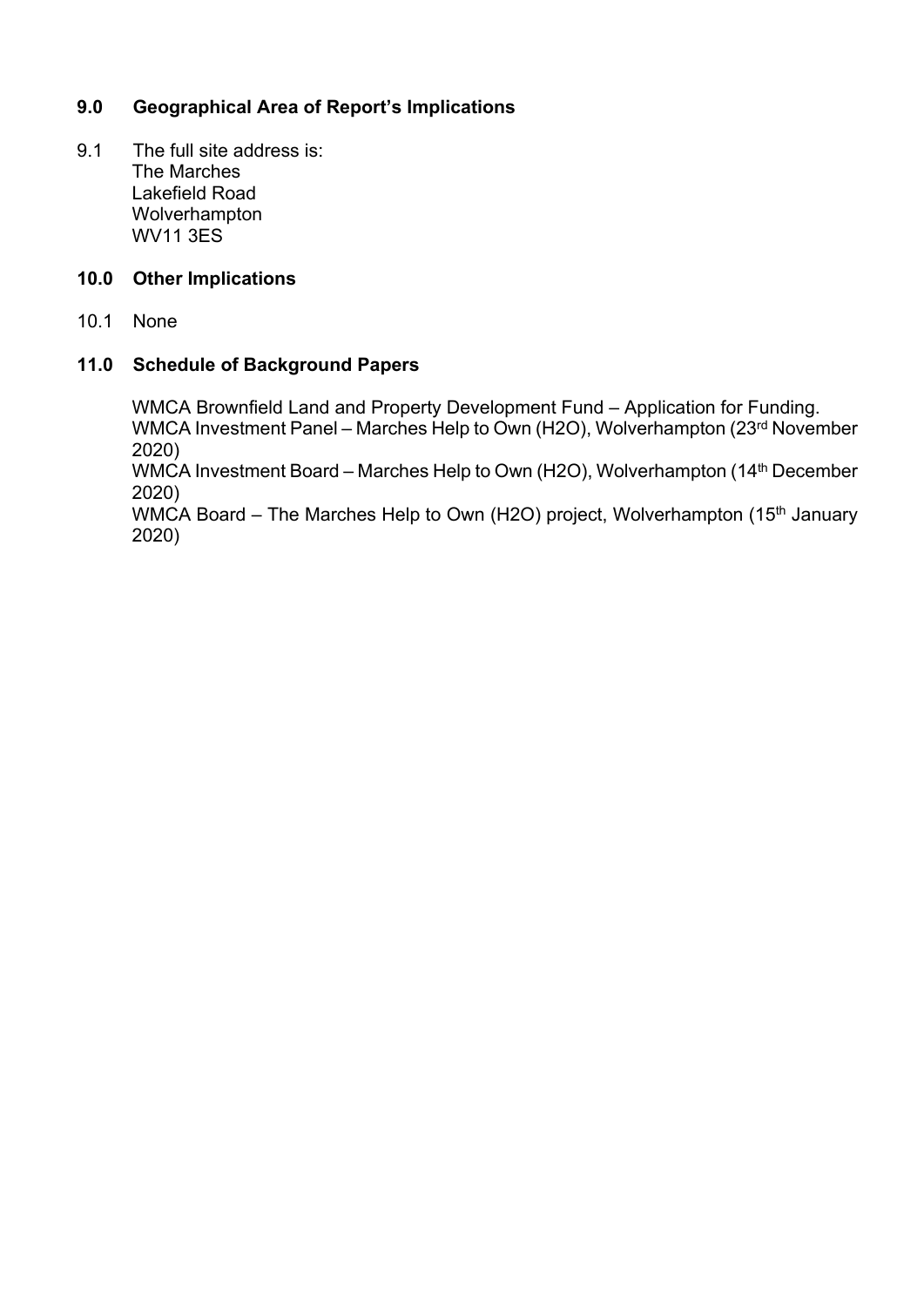## 9.0 Geographical Area of Report's Implications

9.1 The full site address is:
The Marches
Lakefield Road
Wolverhampton
WV11 3ES

## 10.0 Other Implications

10.1 None

## 11.0 Schedule of Background Papers

WMCA Brownfield Land and Property Development Fund – Application for Funding.
WMCA Investment Panel – Marches Help to Own (H2O), Wolverhampton (23rd November 2020)
WMCA Investment Board – Marches Help to Own (H2O), Wolverhampton (14th December 2020)
WMCA Board – The Marches Help to Own (H2O) project, Wolverhampton (15th January 2020)